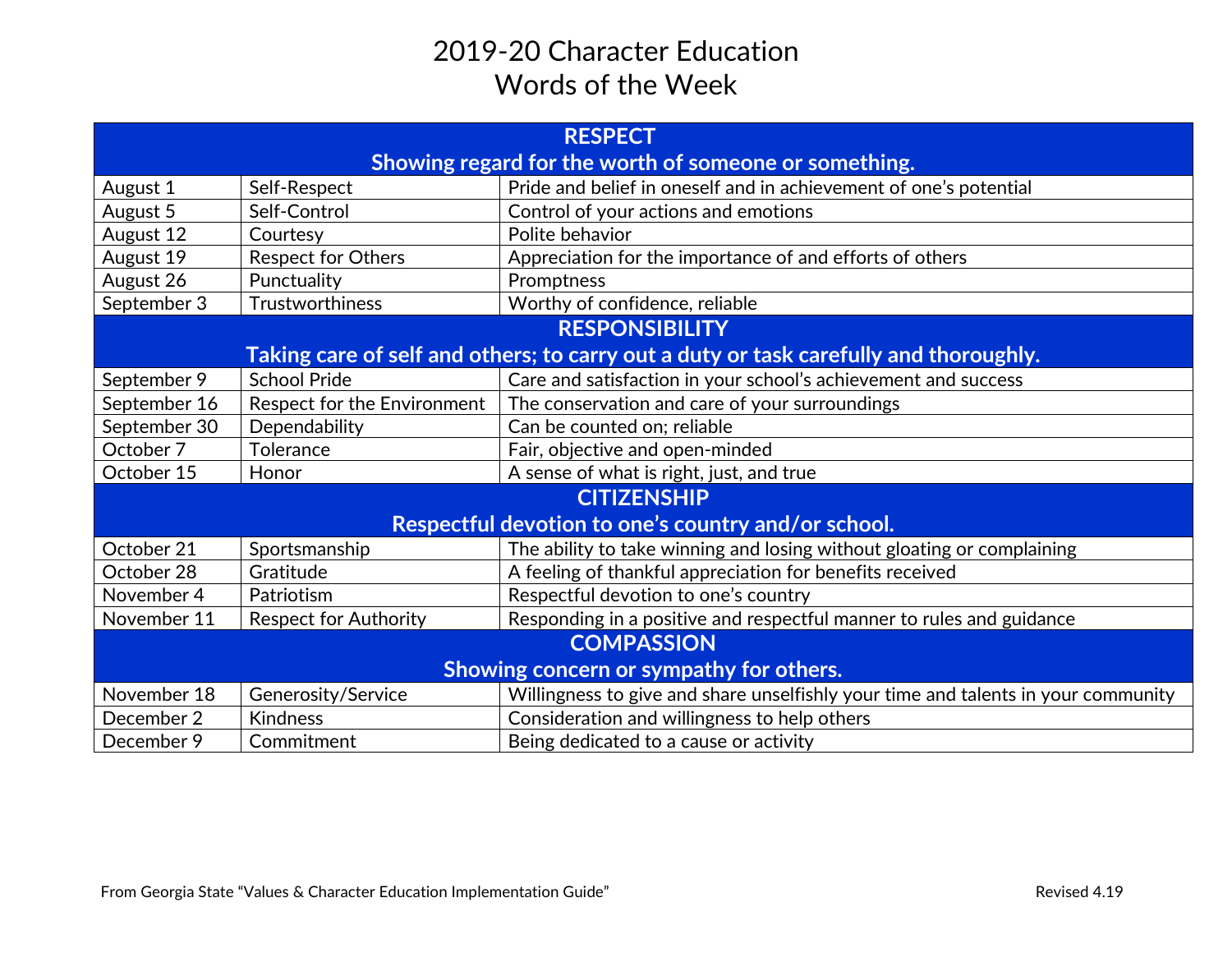# 2019-20 Character Education
## Words of the Week

| RESPECT<br>Showing regard for the worth of someone or something. | | |
|---|---|---|
| August 1 | Self-Respect | Pride and belief in oneself and in achievement of one's potential |
| August 5 | Self-Control | Control of your actions and emotions |
| August 12 | Courtesy | Polite behavior |
| August 19 | Respect for Others | Appreciation for the importance of and efforts of others |
| August 26 | Punctuality | Promptness |
| September 3 | Trustworthiness | Worthy of confidence, reliable |
| **RESPONSIBILITY<br>Taking care of self and others; to carry out a duty or task carefully and thoroughly.** | | |
| September 9 | School Pride | Care and satisfaction in your school's achievement and success |
| September 16 | Respect for the Environment | The conservation and care of your surroundings |
| September 30 | Dependability | Can be counted on; reliable |
| October 7 | Tolerance | Fair, objective and open-minded |
| October 15 | Honor | A sense of what is right, just, and true |
| **CITIZENSHIP<br>Respectful devotion to one's country and/or school.** | | |
| October 21 | Sportsmanship | The ability to take winning and losing without gloating or complaining |
| October 28 | Gratitude | A feeling of thankful appreciation for benefits received |
| November 4 | Patriotism | Respectful devotion to one's country |
| November 11 | Respect for Authority | Responding in a positive and respectful manner to rules and guidance |
| **COMPASSION<br>Showing concern or sympathy for others.** | | |
| November 18 | Generosity/Service | Willingness to give and share unselfishly your time and talents in your community |
| December 2 | Kindness | Consideration and willingness to help others |
| December 9 | Commitment | Being dedicated to a cause or activity |

From Georgia State "Values & Character Education Implementation Guide" Revised 4.19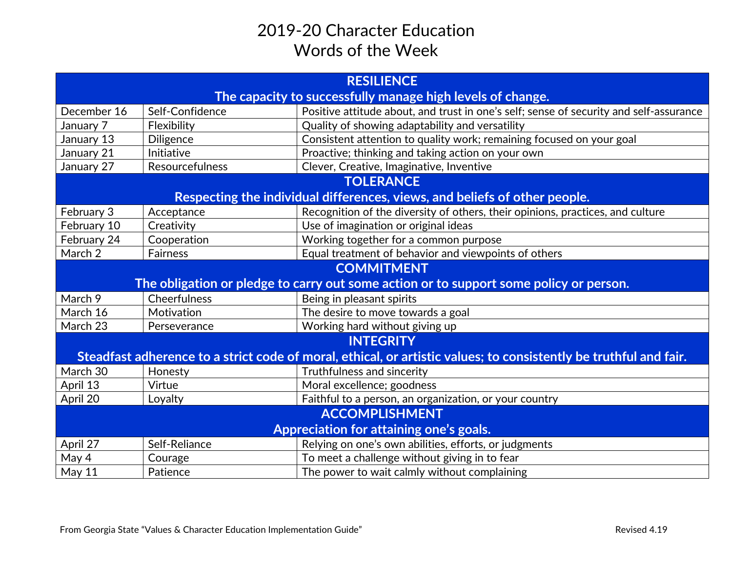# 2019-20 Character Education
# Words of the Week

| | | |
|---|---|---|
| **RESILIENCE**<br>**The capacity to successfully manage high levels of change.** | | |
| December 16 | Self-Confidence | Positive attitude about, and trust in one's self; sense of security and self-assurance |
| January 7 | Flexibility | Quality of showing adaptability and versatility |
| January 13 | Diligence | Consistent attention to quality work; remaining focused on your goal |
| January 21 | Initiative | Proactive; thinking and taking action on your own |
| January 27 | Resourcefulness | Clever, Creative, Imaginative, Inventive |
| **TOLERANCE**<br>**Respecting the individual differences, views, and beliefs of other people.** | | |
| February 3 | Acceptance | Recognition of the diversity of others, their opinions, practices, and culture |
| February 10 | Creativity | Use of imagination or original ideas |
| February 24 | Cooperation | Working together for a common purpose |
| March 2 | Fairness | Equal treatment of behavior and viewpoints of others |
| **COMMITMENT**<br>**The obligation or pledge to carry out some action or to support some policy or person.** | | |
| March 9 | Cheerfulness | Being in pleasant spirits |
| March 16 | Motivation | The desire to move towards a goal |
| March 23 | Perseverance | Working hard without giving up |
| **INTEGRITY**<br>**Steadfast adherence to a strict code of moral, ethical, or artistic values; to consistently be truthful and fair.** | | |
| March 30 | Honesty | Truthfulness and sincerity |
| April 13 | Virtue | Moral excellence; goodness |
| April 20 | Loyalty | Faithful to a person, an organization, or your country |
| **ACCOMPLISHMENT**<br>**Appreciation for attaining one's goals.** | | |
| April 27 | Self-Reliance | Relying on one's own abilities, efforts, or judgments |
| May 4 | Courage | To meet a challenge without giving in to fear |
| May 11 | Patience | The power to wait calmly without complaining |

From Georgia State "Values & Character Education Implementation Guide"

Revised 4.19